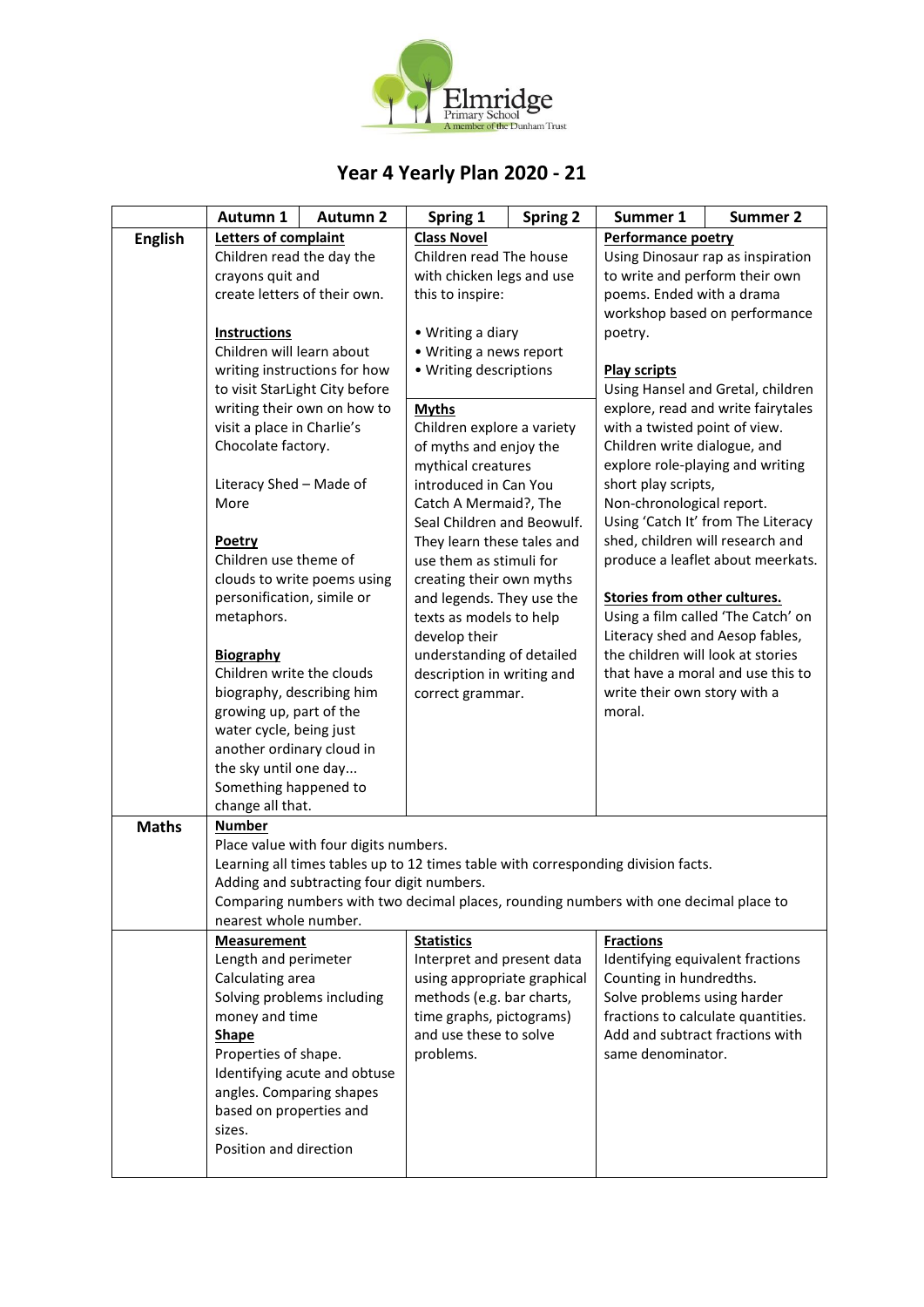# Year 4 Yearly Plan 2020 - 21

| | Autumn 1 | Autumn 2 | Spring 1 | Spring 2 | Summer 1 | Summer 2 |
|---|---|---|---|---|---|---|
| **English** | **Letters of complaint**<br>Children read the day the crayons quit and create letters of their own.<br><br>**Instructions**<br>Children will learn about writing instructions for how to visit StarLight City before writing their own on how to visit a place in Charlie's Chocolate factory.<br><br>Literacy Shed – Made of More<br><br>**Poetry**<br>Children use theme of clouds to write poems using personification, simile or metaphors.<br><br>**Biography**<br>Children write the clouds biography, describing him growing up, part of the water cycle, being just another ordinary cloud in the sky until one day... Something happened to change all that. | | **Class Novel**<br>Children read The house with chicken legs and use this to inspire:<br><br>• Writing a diary<br>• Writing a news report<br>• Writing descriptions<br><br>**Myths**<br>Children explore a variety of myths and enjoy the mythical creatures introduced in Can You Catch A Mermaid?, The Seal Children and Beowulf. They learn these tales and use them as stimuli for creating their own myths and legends. They use the texts as models to help develop their understanding of detailed description in writing and correct grammar. | | **Performance poetry**<br>Using Dinosaur rap as inspiration to write and perform their own poems. Ended with a drama workshop based on performance poetry.<br><br>**Play scripts**<br>Using Hansel and Gretal, children explore, read and write fairytales with a twisted point of view. Children write dialogue, and explore role-playing and writing short play scripts,<br>Non-chronological report.<br>Using 'Catch It' from The Literacy shed, children will research and produce a leaflet about meerkats.<br><br>**Stories from other cultures.**<br>Using a film called 'The Catch' on Literacy shed and Aesop fables, the children will look at stories that have a moral and use this to write their own story with a moral. | |
| **Maths** | **Number**<br>Place value with four digits numbers.<br>Learning all times tables up to 12 times table with corresponding division facts.<br>Adding and subtracting four digit numbers.<br>Comparing numbers with two decimal places, rounding numbers with one decimal place to nearest whole number. | | | | | |
| | **Measurement**<br>Length and perimeter<br>Calculating area<br>Solving problems including money and time<br>**Shape**<br>Properties of shape.<br>Identifying acute and obtuse angles. Comparing shapes based on properties and sizes.<br>Position and direction | | **Statistics**<br>Interpret and present data using appropriate graphical methods (e.g. bar charts, time graphs, pictograms) and use these to solve problems. | | **Fractions**<br>Identifying equivalent fractions<br>Counting in hundredths.<br>Solve problems using harder fractions to calculate quantities.<br>Add and subtract fractions with same denominator. | |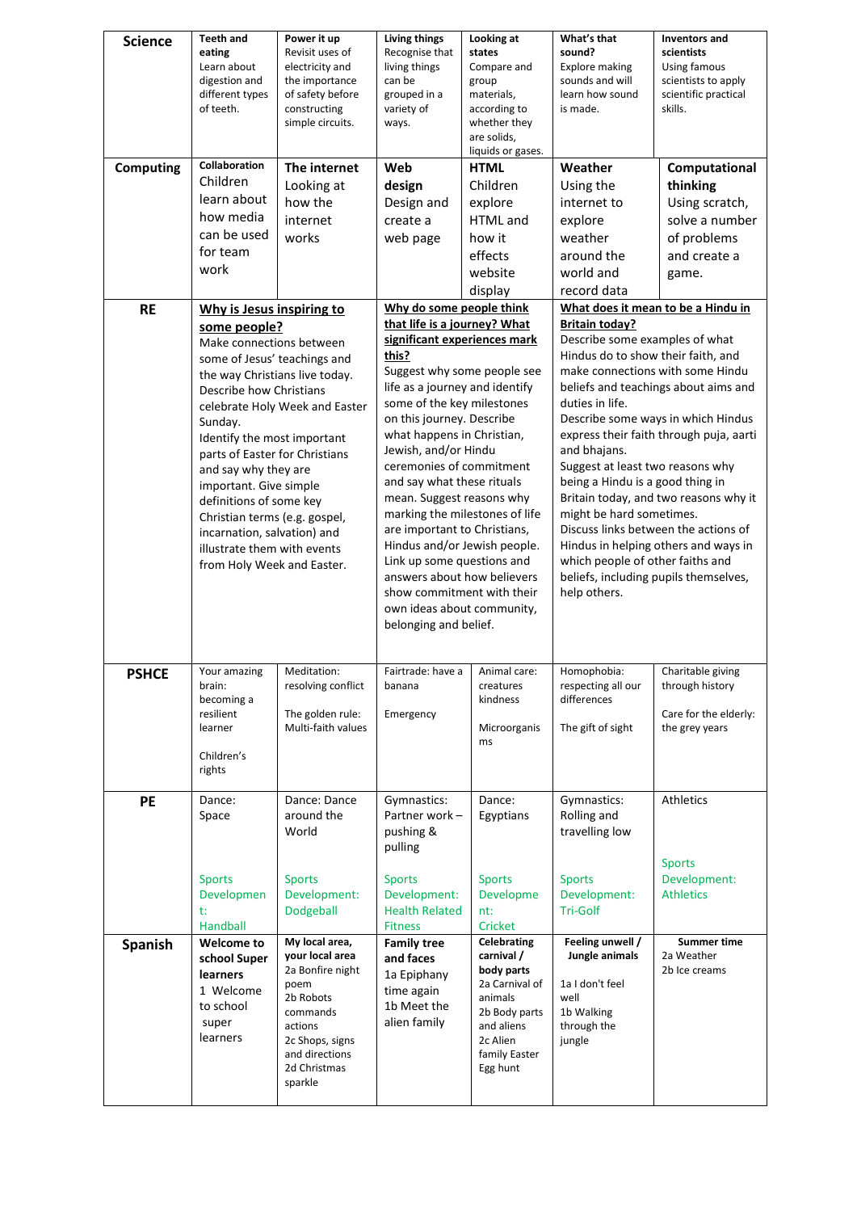| Science | Teeth and eating Learn about digestion and different types of teeth. | Power it up Revisit uses of electricity and the importance of safety before constructing simple circuits. | Living things Recognise that living things can be grouped in a variety of ways. | Looking at states Compare and group materials, according to whether they are solids, liquids or gases. | What's that sound? Explore making sounds and will learn how sound is made. | Inventors and scientists Using famous scientists to apply scientific practical skills. |
|---|---|---|---|---|---|---|
| Computing | **Collaboration** Children learn about how media can be used for team work | **The internet** Looking at how the internet works | **Web design** Design and create a web page | **HTML** Children explore HTML and how it effects website display | **Weather** Using the internet to explore weather around the world and record data | **Computational thinking** Using scratch, solve a number of problems and create a game. |
| RE | **Why is Jesus inspiring to some people?** Make connections between some of Jesus' teachings and the way Christians live today. Describe how Christians celebrate Holy Week and Easter Sunday. Identify the most important parts of Easter for Christians and say why they are important. Give simple definitions of some key Christian terms (e.g. gospel, incarnation, salvation) and illustrate them with events from Holy Week and Easter. | | **Why do some people think that life is a journey? What significant experiences mark this?** Suggest why some people see life as a journey and identify some of the key milestones on this journey. Describe what happens in Christian, Jewish, and/or Hindu ceremonies of commitment and say what these rituals mean. Suggest reasons why marking the milestones of life are important to Christians, Hindus and/or Jewish people. Link up some questions and answers about how believers show commitment with their own ideas about community, belonging and belief. | | **What does it mean to be a Hindu in Britain today?** Describe some examples of what Hindus do to show their faith, and make connections with some Hindu beliefs and teachings about aims and duties in life. Describe some ways in which Hindus express their faith through puja, aarti and bhajans. Suggest at least two reasons why being a Hindu is a good thing in Britain today, and two reasons why it might be hard sometimes. Discuss links between the actions of Hindus in helping others and ways in which people of other faiths and beliefs, including pupils themselves, help others. | |
| PSHCE | Your amazing brain: becoming a resilient learner<br><br>Children's rights | Meditation: resolving conflict<br><br>The golden rule: Multi-faith values | Fairtrade: have a banana<br><br>Emergency | Animal care: creatures kindness<br><br>Microorganisms | Homophobia: respecting all our differences<br><br>The gift of sight | Charitable giving through history<br><br>Care for the elderly: the grey years |
| PE | Dance: Space<br><br>Sports Development: Handball | Dance: Dance around the World<br><br>Sports Development: Dodgeball | Gymnastics: Partner work – pushing & pulling<br><br>Sports Development: Health Related Fitness | Dance: Egyptians<br><br>Sports Development: Cricket | Gymnastics: Rolling and travelling low<br><br>Sports Development: Tri-Golf | Athletics<br><br>Sports Development: Athletics |
| Spanish | **Welcome to school Super learners**<br>1 Welcome to school super learners | **My local area, your local area**<br>2a Bonfire night poem<br>2b Robots commands and actions<br>2c Shops, signs and directions<br>2d Christmas sparkle | **Family tree and faces**<br>1a Epiphany time again<br>1b Meet the alien family | **Celebrating carnival / body parts**<br>2a Carnival of animals<br>2b Body parts and aliens<br>2c Alien family Easter Egg hunt | **Feeling unwell / Jungle animals**<br>1a I don't feel well<br>1b Walking through the jungle | **Summer time**<br>2a Weather<br>2b Ice creams |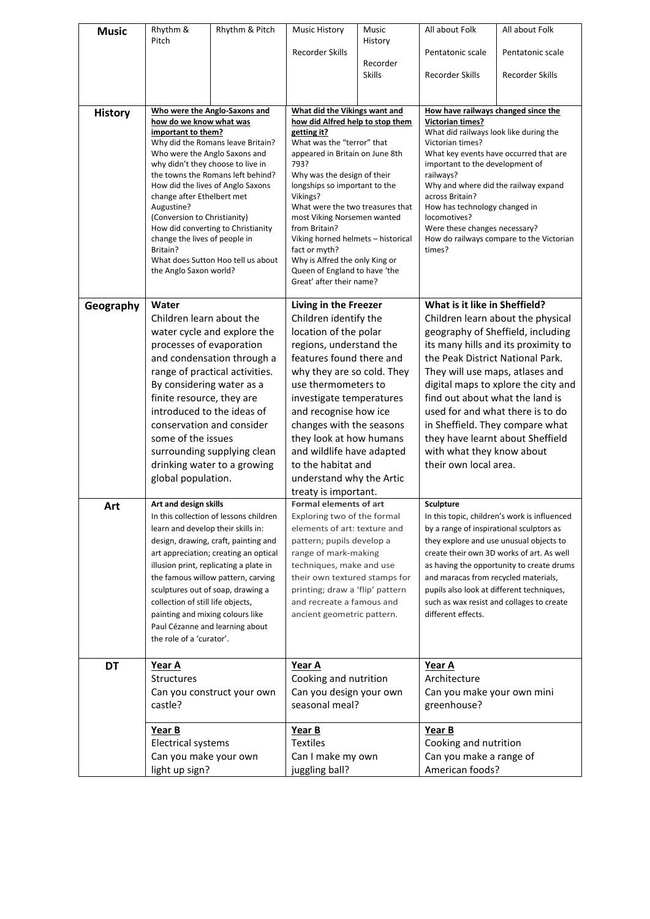| | | | | | | |
|---|---|---|---|---|---|---|
| **Music** | Rhythm & Pitch | Rhythm & Pitch | Music History<br><br>Recorder Skills | Music History<br><br>Recorder Skills | All about Folk<br><br>Pentatonic scale<br><br>Recorder Skills | All about Folk<br><br>Pentatonic scale<br><br>Recorder Skills |
| **History** | **Who were the Anglo-Saxons and how do we know what was important to them?**<br>Why did the Romans leave Britain?<br>Who were the Anglo Saxons and why didn't they choose to live in the towns the Romans left behind?<br>How did the lives of Anglo Saxons change after Ethelbert met Augustine?<br>(Conversion to Christianity)<br>How did converting to Christianity change the lives of people in Britain?<br>What does Sutton Hoo tell us about the Anglo Saxon world? | | **What did the Vikings want and how did Alfred help to stop them getting it?**<br>What was the "terror" that appeared in Britain on June 8th 793?<br>Why was the design of their longships so important to the Vikings?<br>What were the two treasures that most Viking Norsemen wanted from Britain?<br>Viking horned helmets – historical fact or myth?<br>Why is Alfred the only King or Queen of England to have 'the Great' after their name? | | **How have railways changed since the Victorian times?**<br>What did railways look like during the Victorian times?<br>What key events have occurred that are important to the development of railways?<br>Why and where did the railway expand across Britain?<br>How has technology changed in locomotives?<br>Were these changes necessary?<br>How do railways compare to the Victorian times? | |
| **Geography** | **Water**<br>Children learn about the water cycle and explore the processes of evaporation and condensation through a range of practical activities. By considering water as a finite resource, they are introduced to the ideas of conservation and consider some of the issues surrounding supplying clean drinking water to a growing global population. | | **Living in the Freezer**<br>Children identify the location of the polar regions, understand the features found there and why they are so cold. They use thermometers to investigate temperatures and recognise how ice changes with the seasons they look at how humans and wildlife have adapted to the habitat and understand why the Artic treaty is important. | | **What is it like in Sheffield?**<br>Children learn about the physical geography of Sheffield, including its many hills and its proximity to the Peak District National Park. They will use maps, atlases and digital maps to xplore the city and find out about what the land is used for and what there is to do in Sheffield. They compare what they have learnt about Sheffield with what they know about their own local area. | |
| **Art** | **Art and design skills**<br>In this collection of lessons children learn and develop their skills in: design, drawing, craft, painting and art appreciation; creating an optical illusion print, replicating a plate in the famous willow pattern, carving sculptures out of soap, drawing a collection of still life objects, painting and mixing colours like Paul Cézanne and learning about the role of a 'curator'. | | **Formal elements of art**<br>Exploring two of the formal elements of art: texture and pattern; pupils develop a range of mark-making techniques, make and use their own textured stamps for printing; draw a 'flip' pattern and recreate a famous and ancient geometric pattern. | | **Sculpture**<br>In this topic, children's work is influenced by a range of inspirational sculptors as they explore and use unusual objects to create their own 3D works of art. As well as having the opportunity to create drums and maracas from recycled materials, pupils also look at different techniques, such as wax resist and collages to create different effects. | |
| **DT** | **Year A**<br>Structures<br>Can you construct your own castle? | | **Year A**<br>Cooking and nutrition<br>Can you design your own seasonal meal? | | **Year A**<br>Architecture<br>Can you make your own mini greenhouse? | |
| | **Year B**<br>Electrical systems<br>Can you make your own light up sign? | | **Year B**<br>Textiles<br>Can I make my own juggling ball? | | **Year B**<br>Cooking and nutrition<br>Can you make a range of American foods? | |